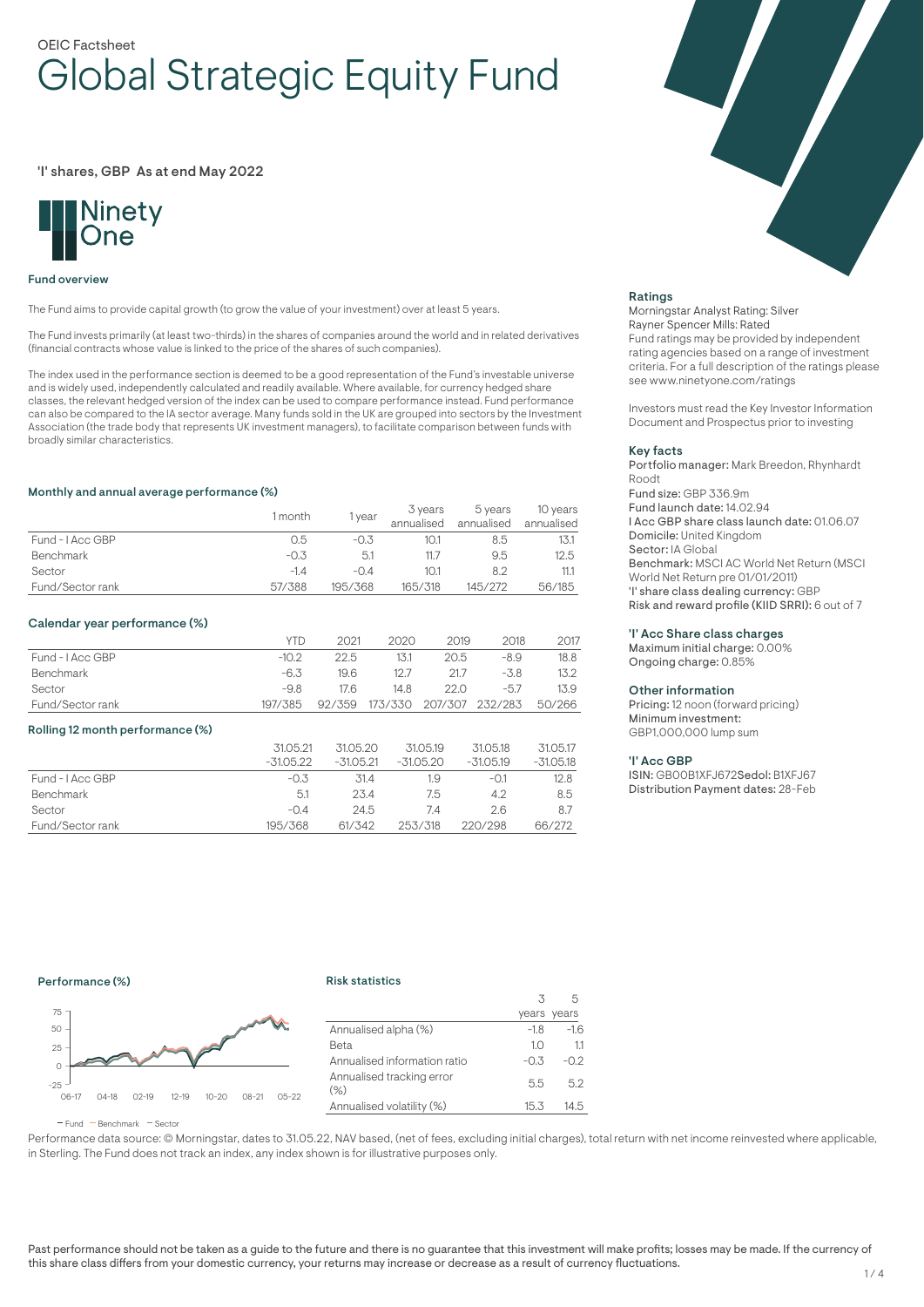OEIC Factsheet

# Global Strategic Equity Fund

'I' shares, GBP As at end May 2022

Ninety One

## Fund overview

The Fund aims to provide capital growth (to grow the value of your investment) over at least 5 years.

The Fund invests primarily (at least two-thirds) in the shares of companies around the world and in related derivatives (financial contracts whose value is linked to the price of the shares of such companies).

The index used in the performance section is deemed to be a good representation of the Fund's investable universe and is widely used, independently calculated and readily available. Where available, for currency hedged share classes, the relevant hedged version of the index can be used to compare performance instead. Fund performance can also be compared to the IA sector average. Many funds sold in the UK are grouped into sectors by the Investment Association (the trade body that represents UK investment managers), to facilitate comparison between funds with broadly similar characteristics.

### Monthly and annual average performance (%)

| | 1 month | 1 year | 3 years annualised | 5 years annualised | 10 years annualised |
|---|---|---|---|---|---|
| Fund - I Acc GBP | 0.5 | -0.3 | 10.1 | 8.5 | 13.1 |
| Benchmark | -0.3 | 5.1 | 11.7 | 9.5 | 12.5 |
| Sector | -1.4 | -0.4 | 10.1 | 8.2 | 11.1 |
| Fund/Sector rank | 57/388 | 195/368 | 165/318 | 145/272 | 56/185 |

### Calendar year performance (%)

| | YTD | 2021 | 2020 | 2019 | 2018 | 2017 |
|---|---|---|---|---|---|---|
| Fund - I Acc GBP | -10.2 | 22.5 | 13.1 | 20.5 | -8.9 | 18.8 |
| Benchmark | -6.3 | 19.6 | 12.7 | 21.7 | -3.8 | 13.2 |
| Sector | -9.8 | 17.6 | 14.8 | 22.0 | -5.7 | 13.9 |
| Fund/Sector rank | 197/385 | 92/359 | 173/330 | 207/307 | 232/283 | 50/266 |

### Rolling 12 month performance (%)

| | 31.05.21 -31.05.22 | 31.05.20 -31.05.21 | 31.05.19 -31.05.20 | 31.05.18 -31.05.19 | 31.05.17 -31.05.18 |
|---|---|---|---|---|---|
| Fund - I Acc GBP | -0.3 | 31.4 | 1.9 | -0.1 | 12.8 |
| Benchmark | 5.1 | 23.4 | 7.5 | 4.2 | 8.5 |
| Sector | -0.4 | 24.5 | 7.4 | 2.6 | 8.7 |
| Fund/Sector rank | 195/368 | 61/342 | 253/318 | 220/298 | 66/272 |

### Performance (%)

— Fund — Benchmark — Sector

### Risk statistics

| | 3 years | 5 years |
|---|---|---|
| Annualised alpha (%) | -1.8 | -1.6 |
| Beta | 1.0 | 1.1 |
| Annualised information ratio | -0.3 | -0.2 |
| Annualised tracking error (%) | 5.5 | 5.2 |
| Annualised volatility (%) | 15.3 | 14.5 |

Performance data source: © Morningstar, dates to 31.05.22, NAV based, (net of fees, excluding initial charges), total return with net income reinvested where applicable, in Sterling. The Fund does not track an index, any index shown is for illustrative purposes only.

### Ratings

Morningstar Analyst Rating: Silver
Rayner Spencer Mills: Rated
Fund ratings may be provided by independent rating agencies based on a range of investment criteria. For a full description of the ratings please see www.ninetyone.com/ratings

Investors must read the Key Investor Information Document and Prospectus prior to investing

### Key facts

**Portfolio manager:** Mark Breedon, Rhynhardt Roodt
**Fund size:** GBP 336.9m
**Fund launch date:** 14.02.94
**I Acc GBP share class launch date:** 01.06.07
**Domicile:** United Kingdom
**Sector:** IA Global
**Benchmark:** MSCI AC World Net Return (MSCI World Net Return pre 01/01/2011)
**'I' share class dealing currency:** GBP
**Risk and reward profile (KIID SRRI):** 6 out of 7

### 'I' Acc Share class charges

**Maximum initial charge:** 0.00%
**Ongoing charge:** 0.85%

### Other information

**Pricing:** 12 noon (forward pricing)
**Minimum investment:** GBP1,000,000 lump sum

### 'I' Acc GBP

**ISIN:** GB00B1XFJ672 **Sedol:** B1XFJ67
**Distribution Payment dates:** 28-Feb

Past performance should not be taken as a guide to the future and there is no guarantee that this investment will make profits; losses may be made. If the currency of this share class differs from your domestic currency, your returns may increase or decrease as a result of currency fluctuations.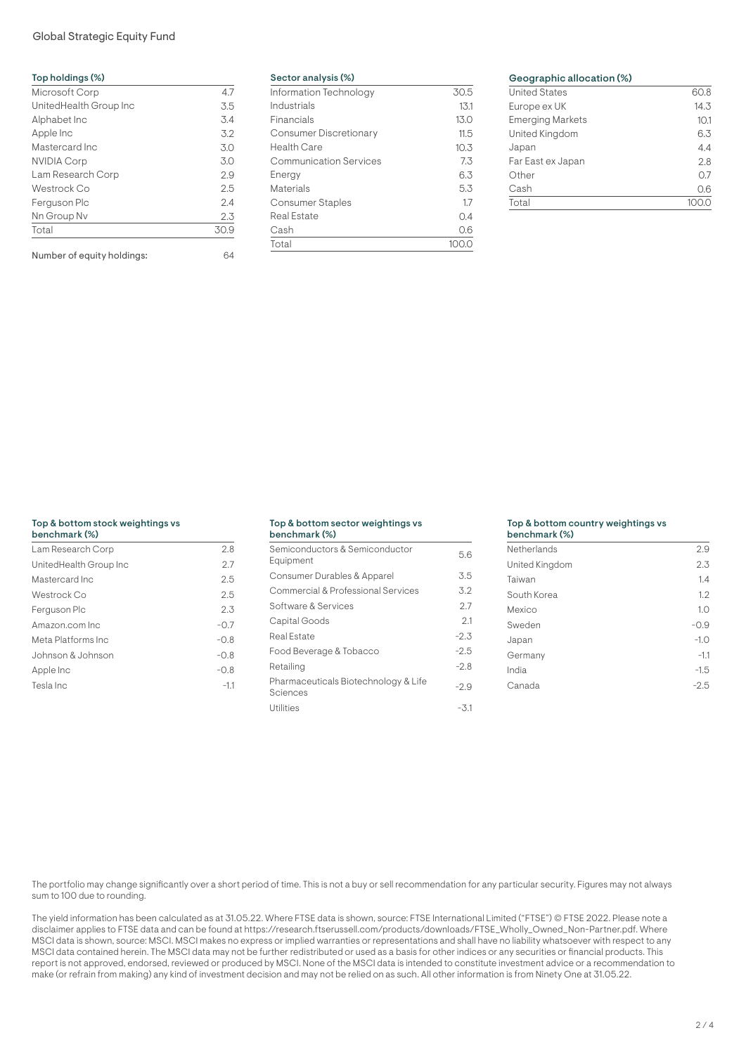## Top holdings (%)

| Top holdings (%) | |
|---|---|
| Microsoft Corp | 4.7 |
| UnitedHealth Group Inc | 3.5 |
| Alphabet Inc | 3.4 |
| Apple Inc | 3.2 |
| Mastercard Inc | 3.0 |
| NVIDIA Corp | 3.0 |
| Lam Research Corp | 2.9 |
| Westrock Co | 2.5 |
| Ferguson Plc | 2.4 |
| Nn Group Nv | 2.3 |
| Total | 30.9 |

Number of equity holdings: 64

## Sector analysis (%)

| Sector analysis (%) | |
|---|---|
| Information Technology | 30.5 |
| Industrials | 13.1 |
| Financials | 13.0 |
| Consumer Discretionary | 11.5 |
| Health Care | 10.3 |
| Communication Services | 7.3 |
| Energy | 6.3 |
| Materials | 5.3 |
| Consumer Staples | 1.7 |
| Real Estate | 0.4 |
| Cash | 0.6 |
| Total | 100.0 |

## Geographic allocation (%)

| Geographic allocation (%) | |
|---|---|
| United States | 60.8 |
| Europe ex UK | 14.3 |
| Emerging Markets | 10.1 |
| United Kingdom | 6.3 |
| Japan | 4.4 |
| Far East ex Japan | 2.8 |
| Other | 0.7 |
| Cash | 0.6 |
| Total | 100.0 |

## Top & bottom stock weightings vs benchmark (%)

| Top & bottom stock weightings vs benchmark (%) | |
|---|---|
| Lam Research Corp | 2.8 |
| UnitedHealth Group Inc | 2.7 |
| Mastercard Inc | 2.5 |
| Westrock Co | 2.5 |
| Ferguson Plc | 2.3 |
| Amazon.com Inc | -0.7 |
| Meta Platforms Inc | -0.8 |
| Johnson & Johnson | -0.8 |
| Apple Inc | -0.8 |
| Tesla Inc | -1.1 |

## Top & bottom sector weightings vs benchmark (%)

| Top & bottom sector weightings vs benchmark (%) | |
|---|---|
| Semiconductors & Semiconductor Equipment | 5.6 |
| Consumer Durables & Apparel | 3.5 |
| Commercial & Professional Services | 3.2 |
| Software & Services | 2.7 |
| Capital Goods | 2.1 |
| Real Estate | -2.3 |
| Food Beverage & Tobacco | -2.5 |
| Retailing | -2.8 |
| Pharmaceuticals Biotechnology & Life Sciences | -2.9 |
| Utilities | -3.1 |

## Top & bottom country weightings vs benchmark (%)

| Top & bottom country weightings vs benchmark (%) | |
|---|---|
| Netherlands | 2.9 |
| United Kingdom | 2.3 |
| Taiwan | 1.4 |
| South Korea | 1.2 |
| Mexico | 1.0 |
| Sweden | -0.9 |
| Japan | -1.0 |
| Germany | -1.1 |
| India | -1.5 |
| Canada | -2.5 |

The portfolio may change significantly over a short period of time. This is not a buy or sell recommendation for any particular security. Figures may not always sum to 100 due to rounding.

The yield information has been calculated as at 31.05.22. Where FTSE data is shown, source: FTSE International Limited ("FTSE") © FTSE 2022. Please note a disclaimer applies to FTSE data and can be found at https://research.ftserussell.com/products/downloads/FTSE_Wholly_Owned_Non-Partner.pdf. Where MSCI data is shown, source: MSCI. MSCI makes no express or implied warranties or representations and shall have no liability whatsoever with respect to any MSCI data contained herein. The MSCI data may not be further redistributed or used as a basis for other indices or any securities or financial products. This report is not approved, endorsed, reviewed or produced by MSCI. None of the MSCI data is intended to constitute investment advice or a recommendation to make (or refrain from making) any kind of investment decision and may not be relied on as such. All other information is from Ninety One at 31.05.22.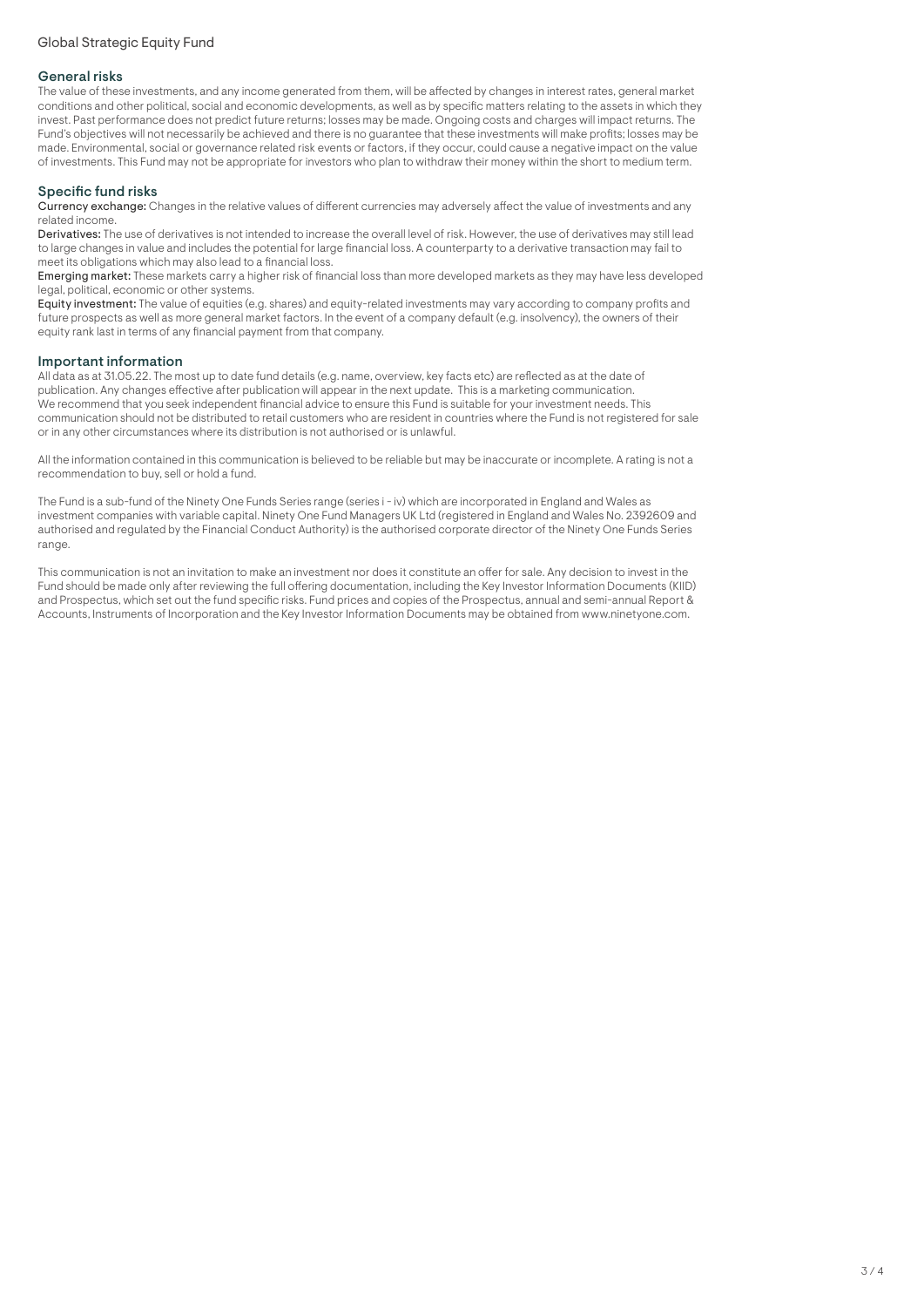## General risks

The value of these investments, and any income generated from them, will be affected by changes in interest rates, general market conditions and other political, social and economic developments, as well as by specific matters relating to the assets in which they invest. Past performance does not predict future returns; losses may be made. Ongoing costs and charges will impact returns. The Fund's objectives will not necessarily be achieved and there is no guarantee that these investments will make profits; losses may be made. Environmental, social or governance related risk events or factors, if they occur, could cause a negative impact on the value of investments. This Fund may not be appropriate for investors who plan to withdraw their money within the short to medium term.

## Specific fund risks

**Currency exchange:** Changes in the relative values of different currencies may adversely affect the value of investments and any related income.

**Derivatives:** The use of derivatives is not intended to increase the overall level of risk. However, the use of derivatives may still lead to large changes in value and includes the potential for large financial loss. A counterparty to a derivative transaction may fail to meet its obligations which may also lead to a financial loss.

**Emerging market:** These markets carry a higher risk of financial loss than more developed markets as they may have less developed legal, political, economic or other systems.

**Equity investment:** The value of equities (e.g. shares) and equity-related investments may vary according to company profits and future prospects as well as more general market factors. In the event of a company default (e.g. insolvency), the owners of their equity rank last in terms of any financial payment from that company.

## Important information

All data as at 31.05.22. The most up to date fund details (e.g. name, overview, key facts etc) are reflected as at the date of publication. Any changes effective after publication will appear in the next update. This is a marketing communication. We recommend that you seek independent financial advice to ensure this Fund is suitable for your investment needs. This communication should not be distributed to retail customers who are resident in countries where the Fund is not registered for sale or in any other circumstances where its distribution is not authorised or is unlawful.

All the information contained in this communication is believed to be reliable but may be inaccurate or incomplete. A rating is not a recommendation to buy, sell or hold a fund.

The Fund is a sub-fund of the Ninety One Funds Series range (series i - iv) which are incorporated in England and Wales as investment companies with variable capital. Ninety One Fund Managers UK Ltd (registered in England and Wales No. 2392609 and authorised and regulated by the Financial Conduct Authority) is the authorised corporate director of the Ninety One Funds Series range.

This communication is not an invitation to make an investment nor does it constitute an offer for sale. Any decision to invest in the Fund should be made only after reviewing the full offering documentation, including the Key Investor Information Documents (KIID) and Prospectus, which set out the fund specific risks. Fund prices and copies of the Prospectus, annual and semi-annual Report & Accounts, Instruments of Incorporation and the Key Investor Information Documents may be obtained from www.ninetyone.com.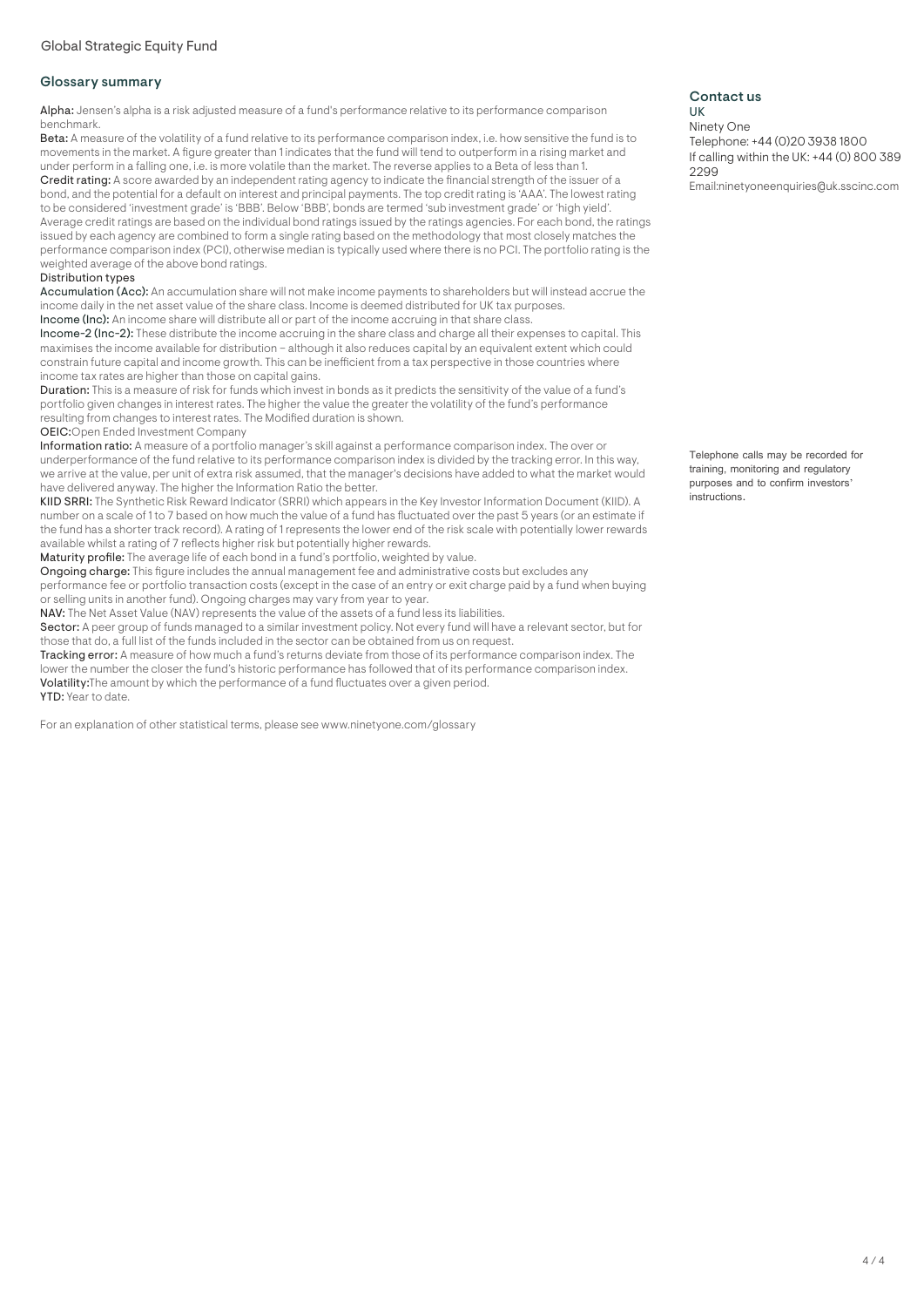## Glossary summary

**Alpha:** Jensen's alpha is a risk adjusted measure of a fund's performance relative to its performance comparison benchmark.

**Beta:** A measure of the volatility of a fund relative to its performance comparison index, i.e. how sensitive the fund is to movements in the market. A figure greater than 1 indicates that the fund will tend to outperform in a rising market and under perform in a falling one, i.e. is more volatile than the market. The reverse applies to a Beta of less than 1.

**Credit rating:** A score awarded by an independent rating agency to indicate the financial strength of the issuer of a bond, and the potential for a default on interest and principal payments. The top credit rating is 'AAA'. The lowest rating to be considered 'investment grade' is 'BBB'. Below 'BBB', bonds are termed 'sub investment grade' or 'high yield'. Average credit ratings are based on the individual bond ratings issued by the ratings agencies. For each bond, the ratings issued by each agency are combined to form a single rating based on the methodology that most closely matches the performance comparison index (PCI), otherwise median is typically used where there is no PCI. The portfolio rating is the weighted average of the above bond ratings.

Distribution types

**Accumulation (Acc):** An accumulation share will not make income payments to shareholders but will instead accrue the income daily in the net asset value of the share class. Income is deemed distributed for UK tax purposes.

**Income (Inc):** An income share will distribute all or part of the income accruing in that share class.

**Income-2 (Inc-2):** These distribute the income accruing in the share class and charge all their expenses to capital. This maximises the income available for distribution – although it also reduces capital by an equivalent extent which could constrain future capital and income growth. This can be inefficient from a tax perspective in those countries where income tax rates are higher than those on capital gains.

**Duration:** This is a measure of risk for funds which invest in bonds as it predicts the sensitivity of the value of a fund's portfolio given changes in interest rates. The higher the value the greater the volatility of the fund's performance resulting from changes to interest rates. The Modified duration is shown.

**OEIC:** Open Ended Investment Company

**Information ratio:** A measure of a portfolio manager's skill against a performance comparison index. The over or underperformance of the fund relative to its performance comparison index is divided by the tracking error. In this way, we arrive at the value, per unit of extra risk assumed, that the manager's decisions have added to what the market would have delivered anyway. The higher the Information Ratio the better.

**KIID SRRI:** The Synthetic Risk Reward Indicator (SRRI) which appears in the Key Investor Information Document (KIID). A number on a scale of 1 to 7 based on how much the value of a fund has fluctuated over the past 5 years (or an estimate if the fund has a shorter track record). A rating of 1 represents the lower end of the risk scale with potentially lower rewards available whilst a rating of 7 reflects higher risk but potentially higher rewards.

**Maturity profile:** The average life of each bond in a fund's portfolio, weighted by value.

**Ongoing charge:** This figure includes the annual management fee and administrative costs but excludes any performance fee or portfolio transaction costs (except in the case of an entry or exit charge paid by a fund when buying or selling units in another fund). Ongoing charges may vary from year to year.

**NAV:** The Net Asset Value (NAV) represents the value of the assets of a fund less its liabilities.

**Sector:** A peer group of funds managed to a similar investment policy. Not every fund will have a relevant sector, but for those that do, a full list of the funds included in the sector can be obtained from us on request.

**Tracking error:** A measure of how much a fund's returns deviate from those of its performance comparison index. The lower the number the closer the fund's historic performance has followed that of its performance comparison index.

**Volatility:** The amount by which the performance of a fund fluctuates over a given period.

**YTD:** Year to date.

For an explanation of other statistical terms, please see www.ninetyone.com/glossary

## Contact us

UK

Ninety One

Telephone: +44 (0)20 3938 1800

If calling within the UK: +44 (0) 800 389 2299

Email:ninetyoneenquiries@uk.sscinc.com

Telephone calls may be recorded for training, monitoring and regulatory purposes and to confirm investors' instructions.